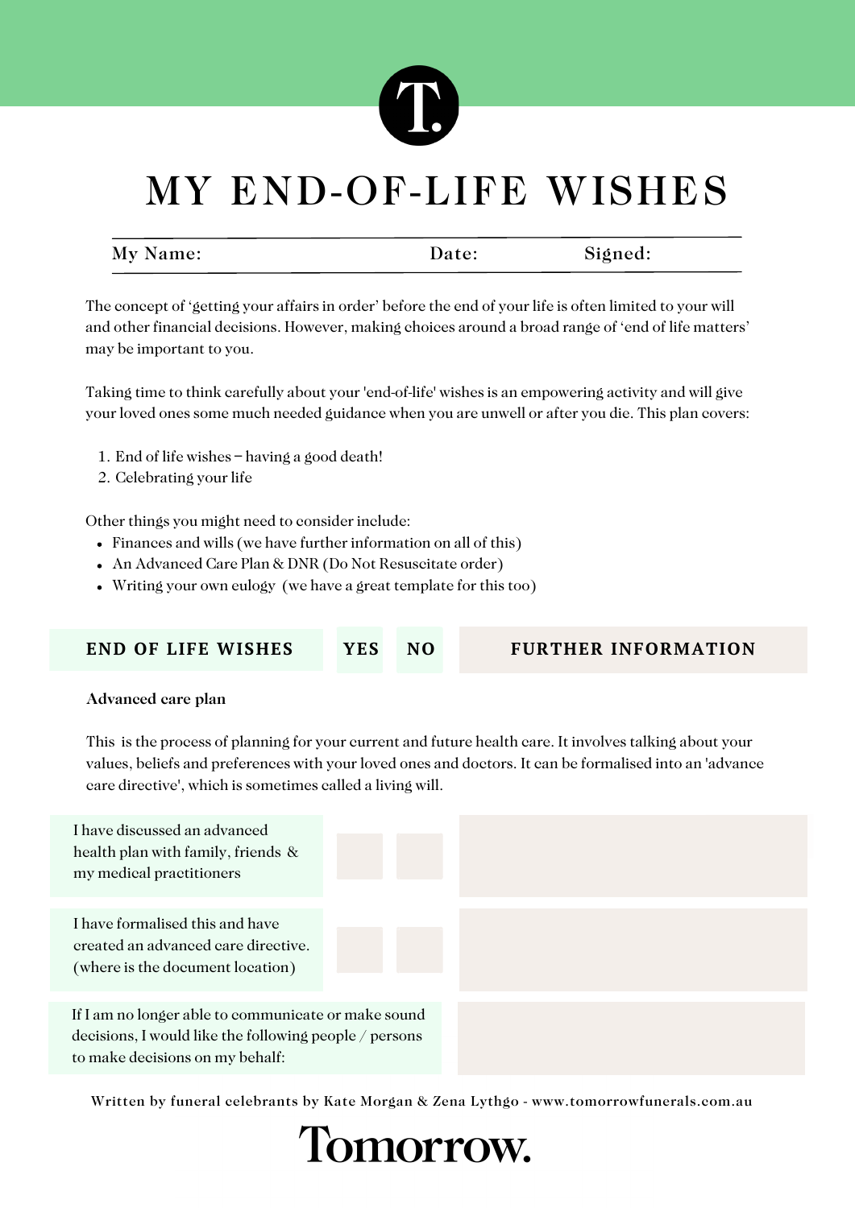# MY END-OF-LIFE WISHES

| My Name: | Date: | Signed: |
|---|---|---|

The concept of 'getting your affairs in order' before the end of your life is often limited to your will and other financial decisions. However, making choices around a broad range of 'end of life matters' may be important to you.

Taking time to think carefully about your 'end-of-life' wishes is an empowering activity and will give your loved ones some much needed guidance when you are unwell or after you die. This plan covers:

1. End of life wishes – having a good death!
2. Celebrating your life

Other things you might need to consider include:

- Finances and wills (we have further information on all of this)
- An Advanced Care Plan & DNR (Do Not Resuscitate order)
- Writing your own eulogy (we have a great template for this too)

| END OF LIFE WISHES | YES | NO | FURTHER INFORMATION |
|---|---|---|---|

**Advanced care plan**

This is the process of planning for your current and future health care. It involves talking about your values, beliefs and preferences with your loved ones and doctors. It can be formalised into an 'advance care directive', which is sometimes called a living will.

| END OF LIFE WISHES | YES | NO | FURTHER INFORMATION |
|---|---|---|---|
| I have discussed an advanced health plan with family, friends & my medical practitioners | | | |
| I have formalised this and have created an advanced care directive. (where is the document location) | | | |
| If I am no longer able to communicate or make sound decisions, I would like the following people / persons to make decisions on my behalf: | | | |

Written by funeral celebrants by Kate Morgan & Zena Lythgo - www.tomorrowfunerals.com.au

Tomorrow.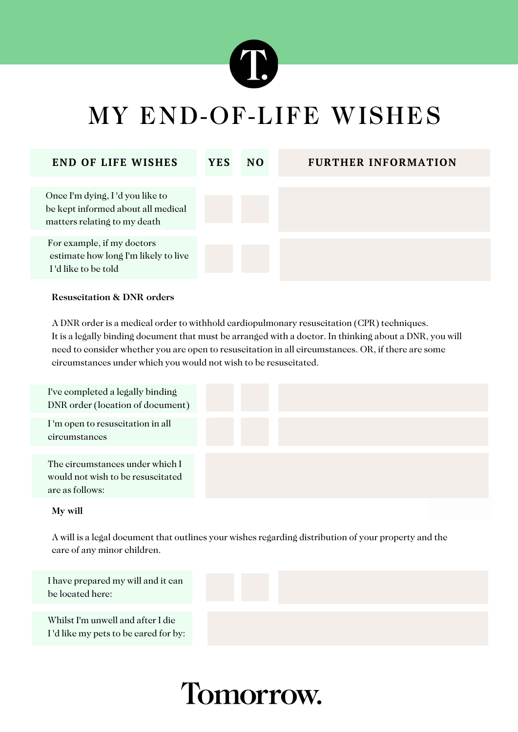# MY END-OF-LIFE WISHES

| END OF LIFE WISHES | YES | NO | FURTHER INFORMATION |
|---|---|---|---|
| Once I'm dying, I 'd you like to be kept informed about all medical matters relating to my death | | | |
| For example, if my doctors estimate how long I'm likely to live I 'd like to be told | | | |

**Resuscitation & DNR orders**

A DNR order is a medical order to withhold cardiopulmonary resuscitation (CPR) techniques. It is a legally binding document that must be arranged with a doctor. In thinking about a DNR, you will need to consider whether you are open to resuscitation in all circumstances. OR, if there are some circumstances under which you would not wish to be resuscitated.

| | YES | NO | FURTHER INFORMATION |
|---|---|---|---|
| I've completed a legally binding DNR order (location of document) | | | |
| I 'm open to resuscitation in all circumstances | | | |
| The circumstances under which I would not wish to be resuscitated are as follows: | | | |

**My will**

A will is a legal document that outlines your wishes regarding distribution of your property and the care of any minor children.

| | YES | NO | FURTHER INFORMATION |
|---|---|---|---|
| I have prepared my will and it can be located here: | | | |
| Whilst I'm unwell and after I die I 'd like my pets to be cared for by: | | | |

Tomorrow.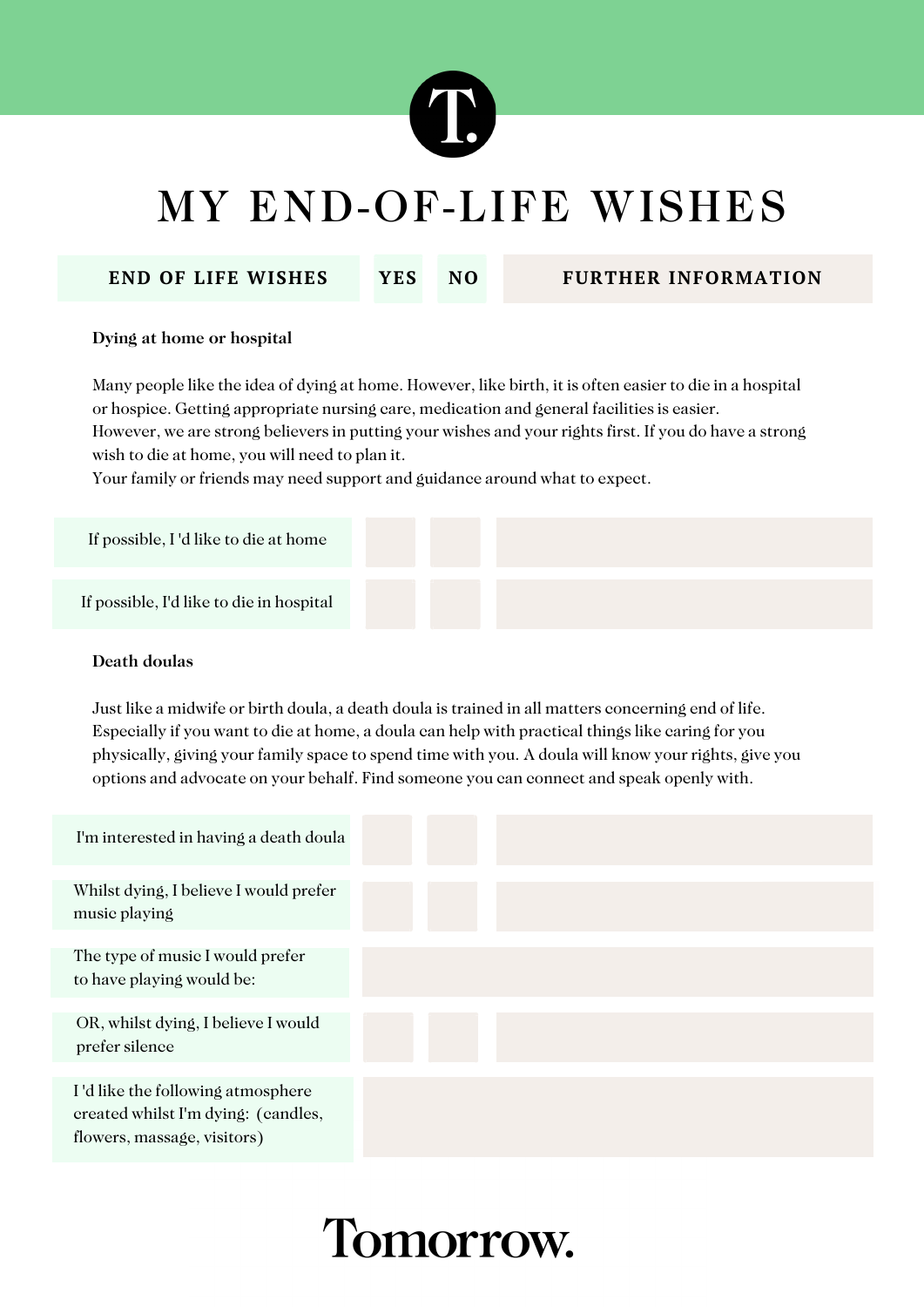# MY END-OF-LIFE WISHES

| END OF LIFE WISHES | YES | NO | FURTHER INFORMATION |
|---|---|---|---|

**Dying at home or hospital**

Many people like the idea of dying at home. However, like birth, it is often easier to die in a hospital or hospice. Getting appropriate nursing care, medication and general facilities is easier. However, we are strong believers in putting your wishes and your rights first. If you do have a strong wish to die at home, you will need to plan it.
Your family or friends may need support and guidance around what to expect.

| END OF LIFE WISHES | YES | NO | FURTHER INFORMATION |
|---|---|---|---|
| If possible, I 'd like to die at home | | | |
| If possible, I'd like to die in hospital | | | |

**Death doulas**

Just like a midwife or birth doula, a death doula is trained in all matters concerning end of life. Especially if you want to die at home, a doula can help with practical things like caring for you physically, giving your family space to spend time with you. A doula will know your rights, give you options and advocate on your behalf. Find someone you can connect and speak openly with.

| END OF LIFE WISHES | YES | NO | FURTHER INFORMATION |
|---|---|---|---|
| I'm interested in having a death doula | | | |
| Whilst dying, I believe I would prefer music playing | | | |
| The type of music I would prefer to have playing would be: | | | |
| OR, whilst dying, I believe I would prefer silence | | | |
| I 'd like the following atmosphere created whilst I'm dying: (candles, flowers, massage, visitors) | | | |

Tomorrow.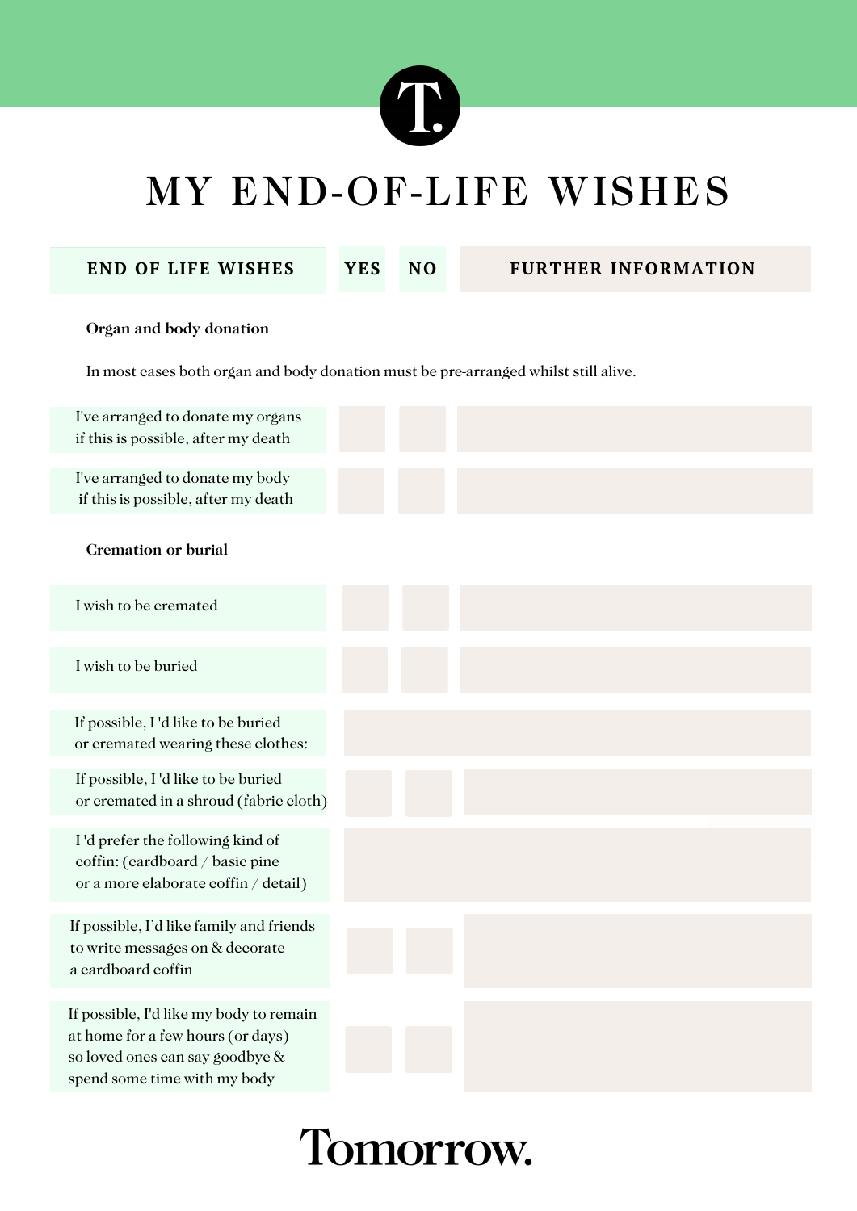# MY END-OF-LIFE WISHES

| END OF LIFE WISHES | YES | NO | FURTHER INFORMATION |
|---|---|---|---|
| **Organ and body donation** | | | |
| In most cases both organ and body donation must be pre-arranged whilst still alive. | | | |
| I've arranged to donate my organs if this is possible, after my death | | | |
| I've arranged to donate my body if this is possible, after my death | | | |
| **Cremation or burial** | | | |
| I wish to be cremated | | | |
| I wish to be buried | | | |
| If possible, I 'd like to be buried or cremated wearing these clothes: | | | |
| If possible, I 'd like to be buried or cremated in a shroud (fabric cloth) | | | |
| I 'd prefer the following kind of coffin: (cardboard / basic pine or a more elaborate coffin / detail) | | | |
| If possible, I'd like family and friends to write messages on & decorate a cardboard coffin | | | |
| If possible, I'd like my body to remain at home for a few hours (or days) so loved ones can say goodbye & spend some time with my body | | | |

Tomorrow.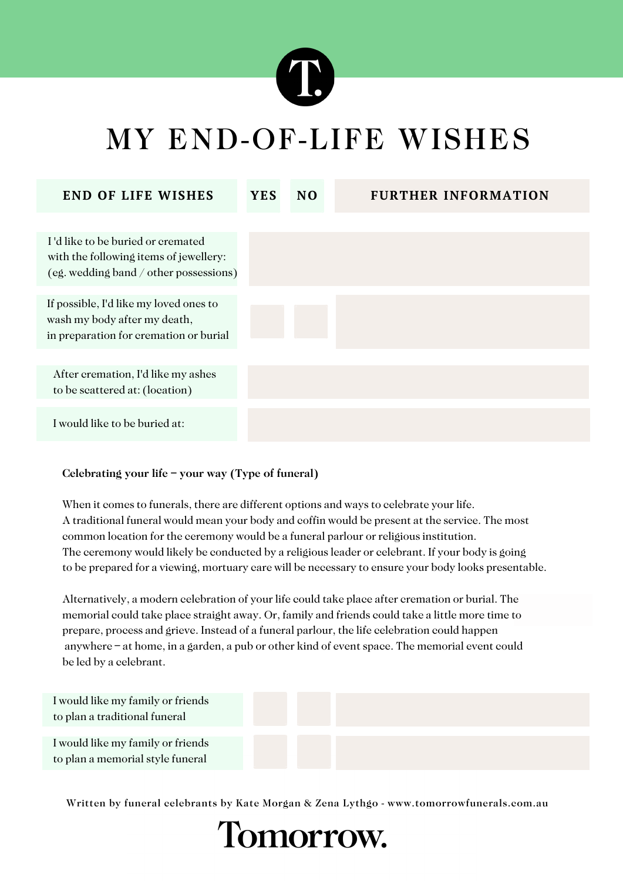# MY END-OF-LIFE WISHES

| END OF LIFE WISHES | YES | NO | FURTHER INFORMATION |
|---|---|---|---|
| I 'd like to be buried or cremated with the following items of jewellery: (eg. wedding band / other possessions) | | | |
| If possible, I'd like my loved ones to wash my body after my death, in preparation for cremation or burial | | | |
| After cremation, I'd like my ashes to be scattered at: (location) | | | |
| I would like to be buried at: | | | |

**Celebrating your life – your way (Type of funeral)**

When it comes to funerals, there are different options and ways to celebrate your life. A traditional funeral would mean your body and coffin would be present at the service. The most common location for the ceremony would be a funeral parlour or religious institution. The ceremony would likely be conducted by a religious leader or celebrant. If your body is going to be prepared for a viewing, mortuary care will be necessary to ensure your body looks presentable.

Alternatively, a modern celebration of your life could take place after cremation or burial. The memorial could take place straight away. Or, family and friends could take a little more time to prepare, process and grieve. Instead of a funeral parlour, the life celebration could happen anywhere – at home, in a garden, a pub or other kind of event space. The memorial event could be led by a celebrant.

| | YES | NO | FURTHER INFORMATION |
|---|---|---|---|
| I would like my family or friends to plan a traditional funeral | | | |
| I would like my family or friends to plan a memorial style funeral | | | |

Written by funeral celebrants by Kate Morgan & Zena Lythgo - www.tomorrowfunerals.com.au

Tomorrow.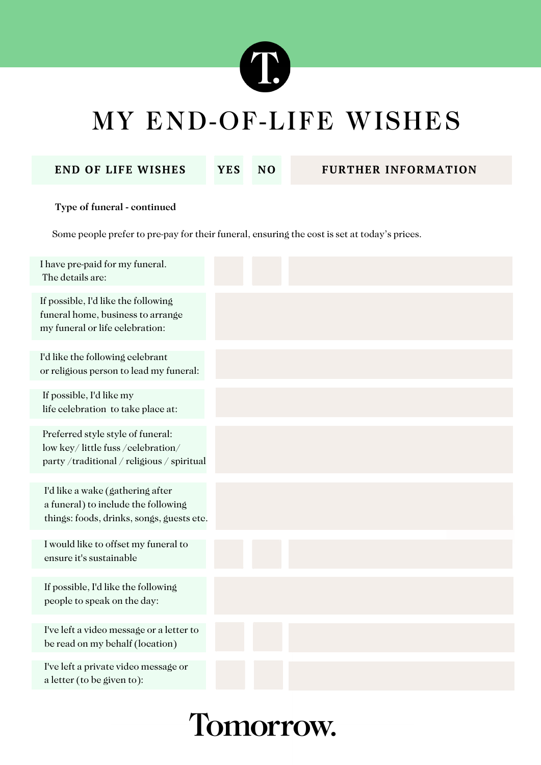# MY END-OF-LIFE WISHES

| END OF LIFE WISHES | YES | NO | FURTHER INFORMATION |
|---|---|---|---|
| **Type of funeral - continued** | | | |
| Some people prefer to pre-pay for their funeral, ensuring the cost is set at today's prices. | | | |
| I have pre-paid for my funeral. The details are: | | | |
| If possible, I'd like the following funeral home, business to arrange my funeral or life celebration: | | | |
| I'd like the following celebrant or religious person to lead my funeral: | | | |
| If possible, I'd like my life celebration to take place at: | | | |
| Preferred style style of funeral: low key/ little fuss /celebration/ party /traditional / religious / spiritual | | | |
| I'd like a wake (gathering after a funeral) to include the following things: foods, drinks, songs, guests etc. | | | |
| I would like to offset my funeral to ensure it's sustainable | | | |
| If possible, I'd like the following people to speak on the day: | | | |
| I've left a video message or a letter to be read on my behalf (location) | | | |
| I've left a private video message or a letter (to be given to): | | | |

Tomorrow.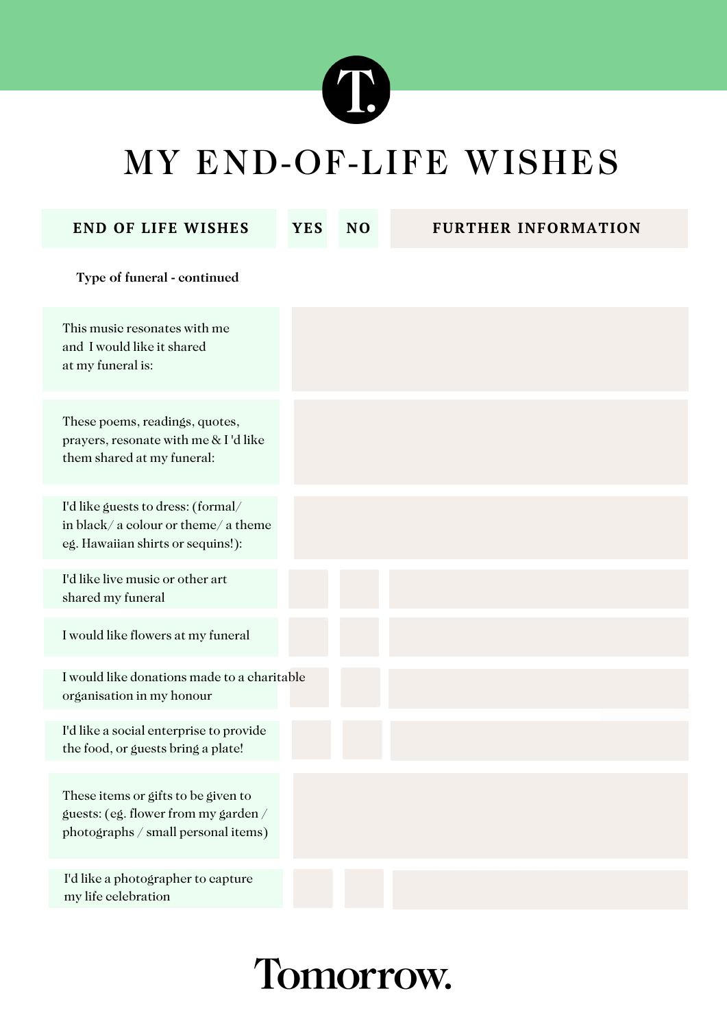# MY END-OF-LIFE WISHES

| END OF LIFE WISHES | YES | NO | FURTHER INFORMATION |
| --- | --- | --- | --- |
| **Type of funeral - continued** | | | |
| This music resonates with me and I would like it shared at my funeral is: | | | |
| These poems, readings, quotes, prayers, resonate with me & I 'd like them shared at my funeral: | | | |
| I'd like guests to dress: (formal/ in black/ a colour or theme/ a theme eg. Hawaiian shirts or sequins!): | | | |
| I'd like live music or other art shared my funeral | | | |
| I would like flowers at my funeral | | | |
| I would like donations made to a charitable organisation in my honour | | | |
| I'd like a social enterprise to provide the food, or guests bring a plate! | | | |
| These items or gifts to be given to guests: (eg. flower from my garden / photographs / small personal items) | | | |
| I'd like a photographer to capture my life celebration | | | |

Tomorrow.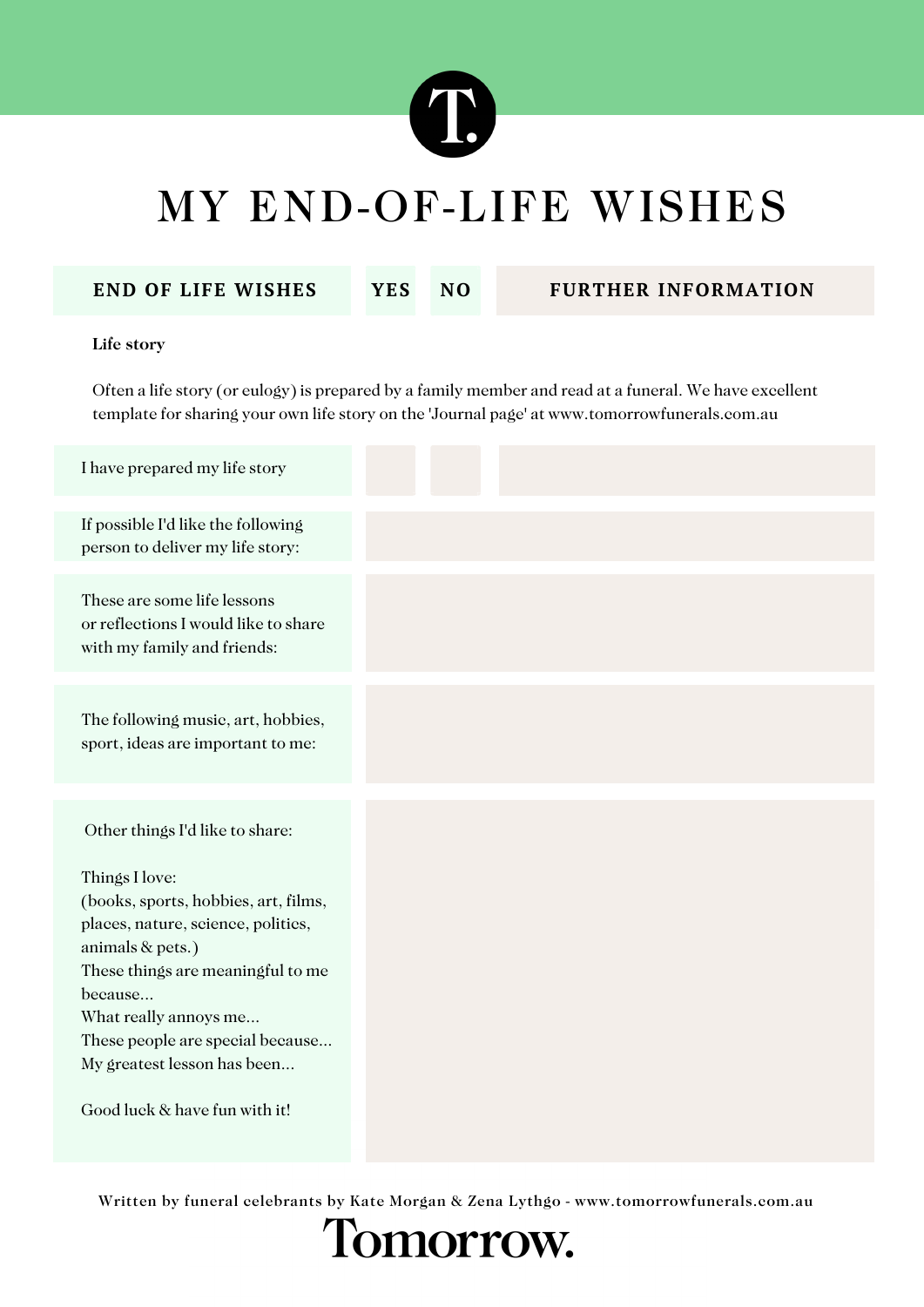# MY END-OF-LIFE WISHES

| END OF LIFE WISHES | YES | NO | FURTHER INFORMATION |
|---|---|---|---|

**Life story**

Often a life story (or eulogy) is prepared by a family member and read at a funeral. We have excellent template for sharing your own life story on the 'Journal page' at www.tomorrowfunerals.com.au

| END OF LIFE WISHES | YES | NO | FURTHER INFORMATION |
|---|---|---|---|
| I have prepared my life story | | | |
| If possible I'd like the following person to deliver my life story: | | | |
| These are some life lessons or reflections I would like to share with my family and friends: | | | |
| The following music, art, hobbies, sport, ideas are important to me: | | | |
| Other things I'd like to share:<br><br>Things I love:<br>(books, sports, hobbies, art, films, places, nature, science, politics, animals & pets.)<br>These things are meaningful to me because...<br>What really annoys me...<br>These people are special because...<br>My greatest lesson has been...<br><br>Good luck & have fun with it! | | | |

Written by funeral celebrants by Kate Morgan & Zena Lythgo - www.tomorrowfunerals.com.au

Tomorrow.